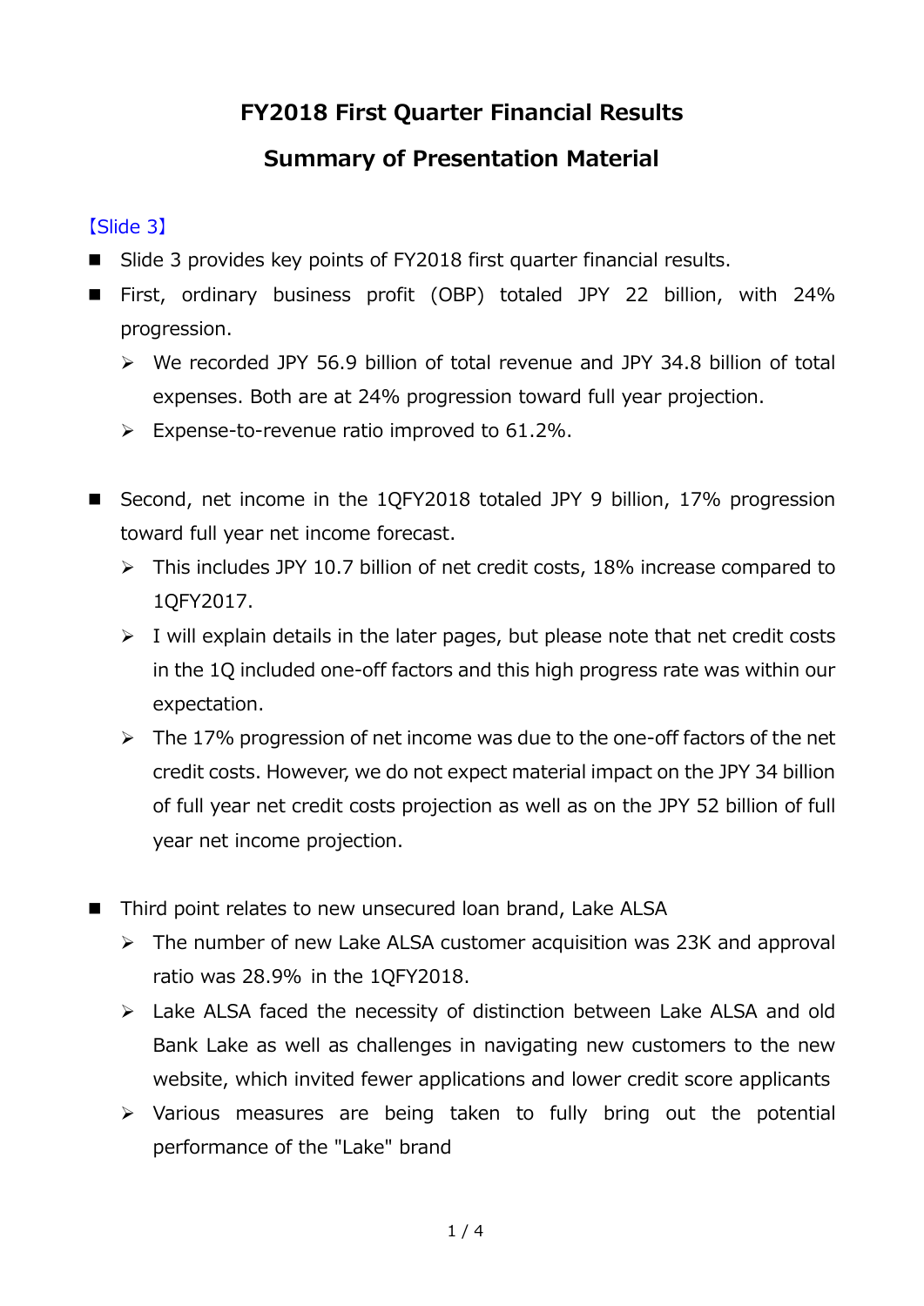# FY2018 First Quarter Financial Results

# Summary of Presentation Material

【Slide 3】

- Slide 3 provides key points of FY2018 first quarter financial results.
- First, ordinary business profit (OBP) totaled JPY 22 billion, with 24% progression.
  - We recorded JPY 56.9 billion of total revenue and JPY 34.8 billion of total expenses. Both are at 24% progression toward full year projection.
  - Expense-to-revenue ratio improved to 61.2%.

- Second, net income in the 1QFY2018 totaled JPY 9 billion, 17% progression toward full year net income forecast.
  - This includes JPY 10.7 billion of net credit costs, 18% increase compared to 1QFY2017.
  - I will explain details in the later pages, but please note that net credit costs in the 1Q included one-off factors and this high progress rate was within our expectation.
  - The 17% progression of net income was due to the one-off factors of the net credit costs. However, we do not expect material impact on the JPY 34 billion of full year net credit costs projection as well as on the JPY 52 billion of full year net income projection.

- Third point relates to new unsecured loan brand, Lake ALSA
  - The number of new Lake ALSA customer acquisition was 23K and approval ratio was 28.9% in the 1QFY2018.
  - Lake ALSA faced the necessity of distinction between Lake ALSA and old Bank Lake as well as challenges in navigating new customers to the new website, which invited fewer applications and lower credit score applicants
  - Various measures are being taken to fully bring out the potential performance of the "Lake" brand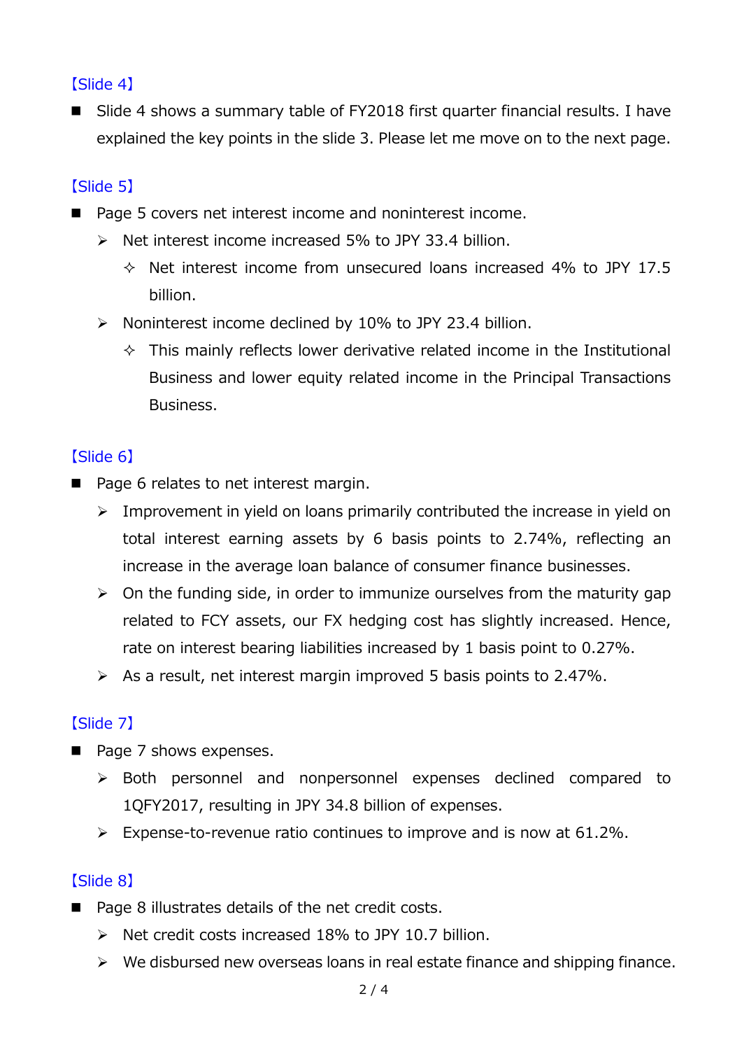【Slide 4】

- Slide 4 shows a summary table of FY2018 first quarter financial results. I have explained the key points in the slide 3. Please let me move on to the next page.

【Slide 5】

- Page 5 covers net interest income and noninterest income.
  - Net interest income increased 5% to JPY 33.4 billion.
    - Net interest income from unsecured loans increased 4% to JPY 17.5 billion.
  - Noninterest income declined by 10% to JPY 23.4 billion.
    - This mainly reflects lower derivative related income in the Institutional Business and lower equity related income in the Principal Transactions Business.

【Slide 6】

- Page 6 relates to net interest margin.
  - Improvement in yield on loans primarily contributed the increase in yield on total interest earning assets by 6 basis points to 2.74%, reflecting an increase in the average loan balance of consumer finance businesses.
  - On the funding side, in order to immunize ourselves from the maturity gap related to FCY assets, our FX hedging cost has slightly increased. Hence, rate on interest bearing liabilities increased by 1 basis point to 0.27%.
  - As a result, net interest margin improved 5 basis points to 2.47%.

【Slide 7】

- Page 7 shows expenses.
  - Both personnel and nonpersonnel expenses declined compared to 1QFY2017, resulting in JPY 34.8 billion of expenses.
  - Expense-to-revenue ratio continues to improve and is now at 61.2%.

【Slide 8】

- Page 8 illustrates details of the net credit costs.
  - Net credit costs increased 18% to JPY 10.7 billion.
  - We disbursed new overseas loans in real estate finance and shipping finance.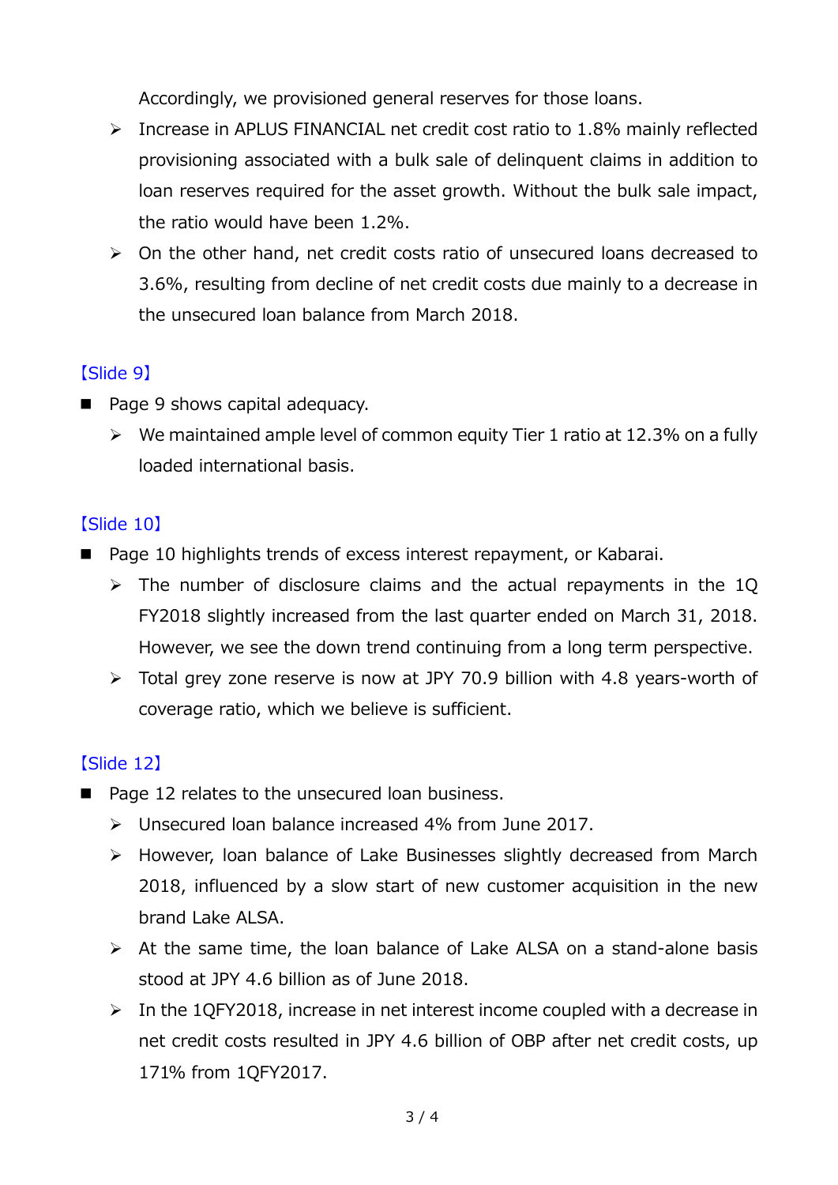Accordingly, we provisioned general reserves for those loans.

- Increase in APLUS FINANCIAL net credit cost ratio to 1.8% mainly reflected provisioning associated with a bulk sale of delinquent claims in addition to loan reserves required for the asset growth. Without the bulk sale impact, the ratio would have been 1.2%.
- On the other hand, net credit costs ratio of unsecured loans decreased to 3.6%, resulting from decline of net credit costs due mainly to a decrease in the unsecured loan balance from March 2018.

【Slide 9】

- Page 9 shows capital adequacy.
  - We maintained ample level of common equity Tier 1 ratio at 12.3% on a fully loaded international basis.

【Slide 10】

- Page 10 highlights trends of excess interest repayment, or Kabarai.
  - The number of disclosure claims and the actual repayments in the 1Q FY2018 slightly increased from the last quarter ended on March 31, 2018. However, we see the down trend continuing from a long term perspective.
  - Total grey zone reserve is now at JPY 70.9 billion with 4.8 years-worth of coverage ratio, which we believe is sufficient.

【Slide 12】

- Page 12 relates to the unsecured loan business.
  - Unsecured loan balance increased 4% from June 2017.
  - However, loan balance of Lake Businesses slightly decreased from March 2018, influenced by a slow start of new customer acquisition in the new brand Lake ALSA.
  - At the same time, the loan balance of Lake ALSA on a stand-alone basis stood at JPY 4.6 billion as of June 2018.
  - In the 1QFY2018, increase in net interest income coupled with a decrease in net credit costs resulted in JPY 4.6 billion of OBP after net credit costs, up 171% from 1QFY2017.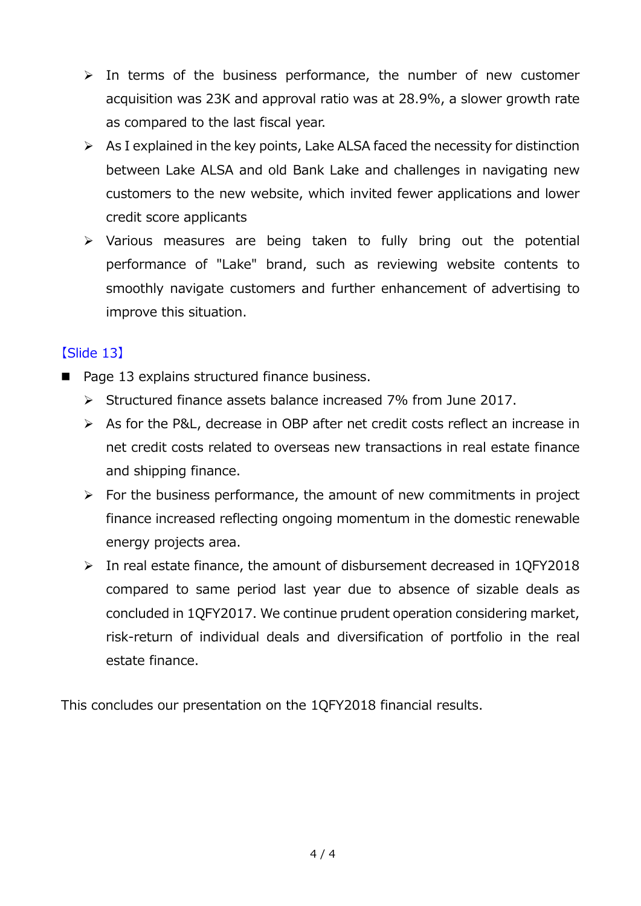- In terms of the business performance, the number of new customer acquisition was 23K and approval ratio was at 28.9%, a slower growth rate as compared to the last fiscal year.
- As I explained in the key points, Lake ALSA faced the necessity for distinction between Lake ALSA and old Bank Lake and challenges in navigating new customers to the new website, which invited fewer applications and lower credit score applicants
- Various measures are being taken to fully bring out the potential performance of "Lake" brand, such as reviewing website contents to smoothly navigate customers and further enhancement of advertising to improve this situation.

【Slide 13】

- Page 13 explains structured finance business.
  - Structured finance assets balance increased 7% from June 2017.
  - As for the P&L, decrease in OBP after net credit costs reflect an increase in net credit costs related to overseas new transactions in real estate finance and shipping finance.
  - For the business performance, the amount of new commitments in project finance increased reflecting ongoing momentum in the domestic renewable energy projects area.
  - In real estate finance, the amount of disbursement decreased in 1QFY2018 compared to same period last year due to absence of sizable deals as concluded in 1QFY2017. We continue prudent operation considering market, risk-return of individual deals and diversification of portfolio in the real estate finance.

This concludes our presentation on the 1QFY2018 financial results.